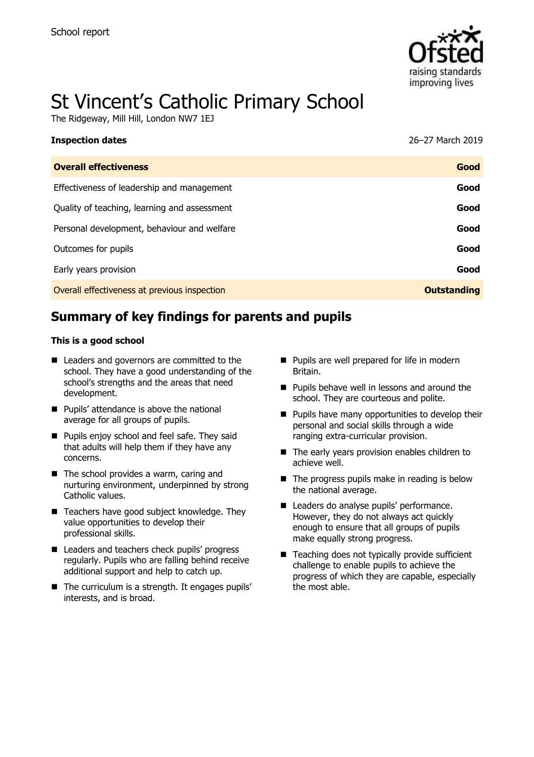School report

# St Vincent's Catholic Primary School

The Ridgeway, Mill Hill, London NW7 1EJ

**Inspection dates** 26–27 March 2019

| **Overall effectiveness** | **Good** |
|---|---|
| Effectiveness of leadership and management | **Good** |
| Quality of teaching, learning and assessment | **Good** |
| Personal development, behaviour and welfare | **Good** |
| Outcomes for pupils | **Good** |
| Early years provision | **Good** |
| Overall effectiveness at previous inspection | **Outstanding** |

## Summary of key findings for parents and pupils

**This is a good school**

- Leaders and governors are committed to the school. They have a good understanding of the school's strengths and the areas that need development.
- Pupils' attendance is above the national average for all groups of pupils.
- Pupils enjoy school and feel safe. They said that adults will help them if they have any concerns.
- The school provides a warm, caring and nurturing environment, underpinned by strong Catholic values.
- Teachers have good subject knowledge. They value opportunities to develop their professional skills.
- Leaders and teachers check pupils' progress regularly. Pupils who are falling behind receive additional support and help to catch up.
- The curriculum is a strength. It engages pupils' interests, and is broad.
- Pupils are well prepared for life in modern Britain.
- Pupils behave well in lessons and around the school. They are courteous and polite.
- Pupils have many opportunities to develop their personal and social skills through a wide ranging extra-curricular provision.
- The early years provision enables children to achieve well.
- The progress pupils make in reading is below the national average.
- Leaders do analyse pupils' performance. However, they do not always act quickly enough to ensure that all groups of pupils make equally strong progress.
- Teaching does not typically provide sufficient challenge to enable pupils to achieve the progress of which they are capable, especially the most able.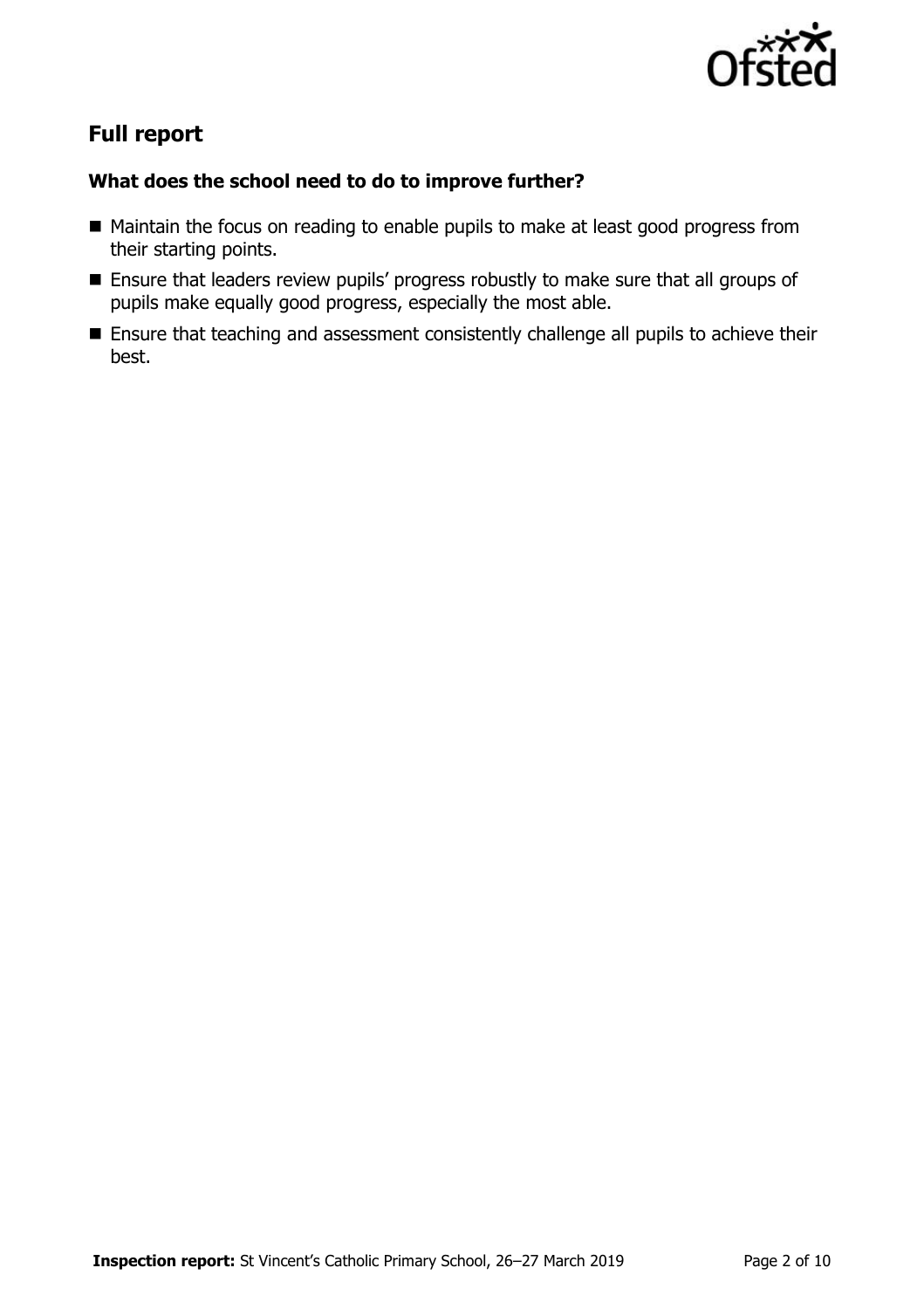## Full report

### What does the school need to do to improve further?

- Maintain the focus on reading to enable pupils to make at least good progress from their starting points.
- Ensure that leaders review pupils' progress robustly to make sure that all groups of pupils make equally good progress, especially the most able.
- Ensure that teaching and assessment consistently challenge all pupils to achieve their best.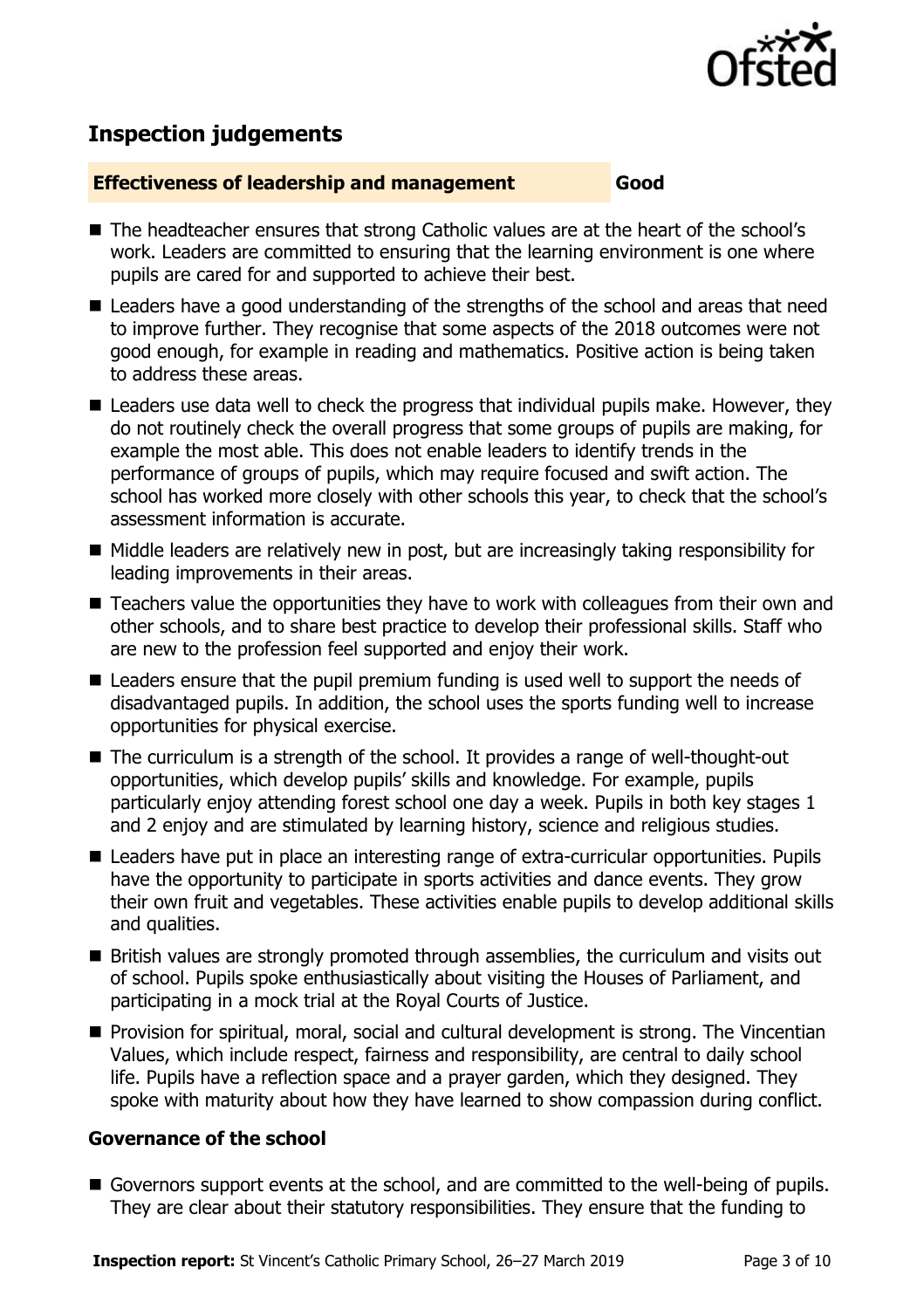## Inspection judgements

**Effectiveness of leadership and management** **Good**

- The headteacher ensures that strong Catholic values are at the heart of the school's work. Leaders are committed to ensuring that the learning environment is one where pupils are cared for and supported to achieve their best.
- Leaders have a good understanding of the strengths of the school and areas that need to improve further. They recognise that some aspects of the 2018 outcomes were not good enough, for example in reading and mathematics. Positive action is being taken to address these areas.
- Leaders use data well to check the progress that individual pupils make. However, they do not routinely check the overall progress that some groups of pupils are making, for example the most able. This does not enable leaders to identify trends in the performance of groups of pupils, which may require focused and swift action. The school has worked more closely with other schools this year, to check that the school's assessment information is accurate.
- Middle leaders are relatively new in post, but are increasingly taking responsibility for leading improvements in their areas.
- Teachers value the opportunities they have to work with colleagues from their own and other schools, and to share best practice to develop their professional skills. Staff who are new to the profession feel supported and enjoy their work.
- Leaders ensure that the pupil premium funding is used well to support the needs of disadvantaged pupils. In addition, the school uses the sports funding well to increase opportunities for physical exercise.
- The curriculum is a strength of the school. It provides a range of well-thought-out opportunities, which develop pupils' skills and knowledge. For example, pupils particularly enjoy attending forest school one day a week. Pupils in both key stages 1 and 2 enjoy and are stimulated by learning history, science and religious studies.
- Leaders have put in place an interesting range of extra-curricular opportunities. Pupils have the opportunity to participate in sports activities and dance events. They grow their own fruit and vegetables. These activities enable pupils to develop additional skills and qualities.
- British values are strongly promoted through assemblies, the curriculum and visits out of school. Pupils spoke enthusiastically about visiting the Houses of Parliament, and participating in a mock trial at the Royal Courts of Justice.
- Provision for spiritual, moral, social and cultural development is strong. The Vincentian Values, which include respect, fairness and responsibility, are central to daily school life. Pupils have a reflection space and a prayer garden, which they designed. They spoke with maturity about how they have learned to show compassion during conflict.

### Governance of the school

- Governors support events at the school, and are committed to the well-being of pupils. They are clear about their statutory responsibilities. They ensure that the funding to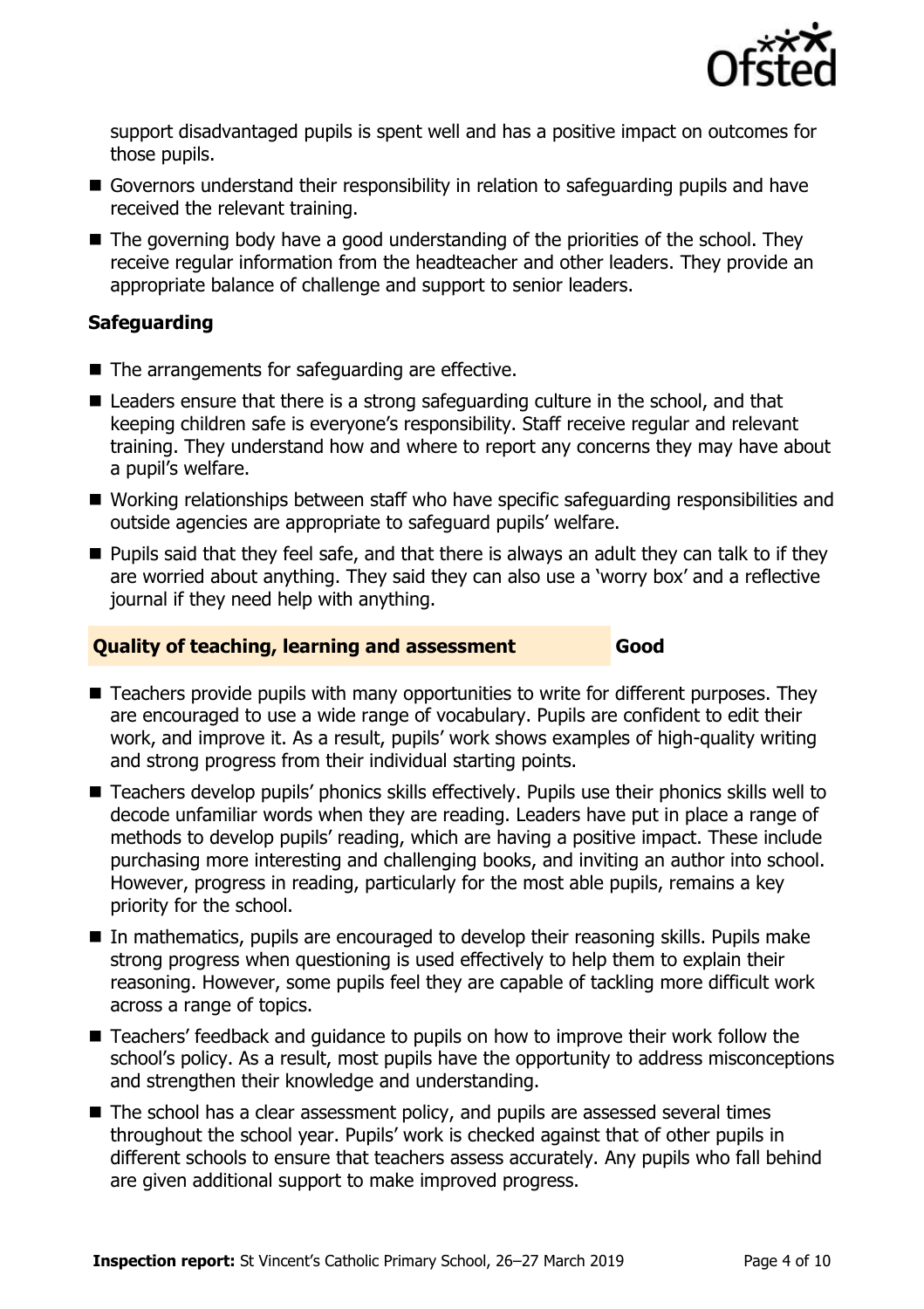support disadvantaged pupils is spent well and has a positive impact on outcomes for those pupils.

- Governors understand their responsibility in relation to safeguarding pupils and have received the relevant training.
- The governing body have a good understanding of the priorities of the school. They receive regular information from the headteacher and other leaders. They provide an appropriate balance of challenge and support to senior leaders.

### Safeguarding

- The arrangements for safeguarding are effective.
- Leaders ensure that there is a strong safeguarding culture in the school, and that keeping children safe is everyone's responsibility. Staff receive regular and relevant training. They understand how and where to report any concerns they may have about a pupil's welfare.
- Working relationships between staff who have specific safeguarding responsibilities and outside agencies are appropriate to safeguard pupils' welfare.
- Pupils said that they feel safe, and that there is always an adult they can talk to if they are worried about anything. They said they can also use a 'worry box' and a reflective journal if they need help with anything.

## Quality of teaching, learning and assessment — Good

- Teachers provide pupils with many opportunities to write for different purposes. They are encouraged to use a wide range of vocabulary. Pupils are confident to edit their work, and improve it. As a result, pupils' work shows examples of high-quality writing and strong progress from their individual starting points.
- Teachers develop pupils' phonics skills effectively. Pupils use their phonics skills well to decode unfamiliar words when they are reading. Leaders have put in place a range of methods to develop pupils' reading, which are having a positive impact. These include purchasing more interesting and challenging books, and inviting an author into school. However, progress in reading, particularly for the most able pupils, remains a key priority for the school.
- In mathematics, pupils are encouraged to develop their reasoning skills. Pupils make strong progress when questioning is used effectively to help them to explain their reasoning. However, some pupils feel they are capable of tackling more difficult work across a range of topics.
- Teachers' feedback and guidance to pupils on how to improve their work follow the school's policy. As a result, most pupils have the opportunity to address misconceptions and strengthen their knowledge and understanding.
- The school has a clear assessment policy, and pupils are assessed several times throughout the school year. Pupils' work is checked against that of other pupils in different schools to ensure that teachers assess accurately. Any pupils who fall behind are given additional support to make improved progress.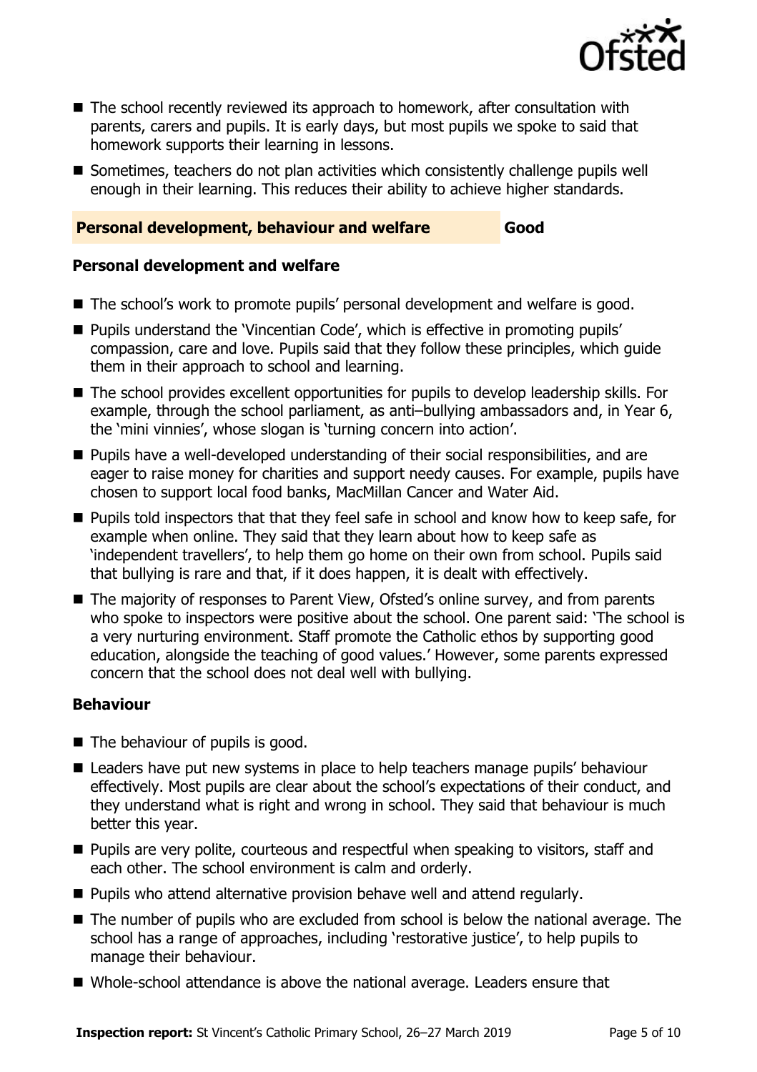- The school recently reviewed its approach to homework, after consultation with parents, carers and pupils. It is early days, but most pupils we spoke to said that homework supports their learning in lessons.
- Sometimes, teachers do not plan activities which consistently challenge pupils well enough in their learning. This reduces their ability to achieve higher standards.

## Personal development, behaviour and welfare — Good

### Personal development and welfare

- The school's work to promote pupils' personal development and welfare is good.
- Pupils understand the 'Vincentian Code', which is effective in promoting pupils' compassion, care and love. Pupils said that they follow these principles, which guide them in their approach to school and learning.
- The school provides excellent opportunities for pupils to develop leadership skills. For example, through the school parliament, as anti–bullying ambassadors and, in Year 6, the 'mini vinnies', whose slogan is 'turning concern into action'.
- Pupils have a well-developed understanding of their social responsibilities, and are eager to raise money for charities and support needy causes. For example, pupils have chosen to support local food banks, MacMillan Cancer and Water Aid.
- Pupils told inspectors that that they feel safe in school and know how to keep safe, for example when online. They said that they learn about how to keep safe as 'independent travellers', to help them go home on their own from school. Pupils said that bullying is rare and that, if it does happen, it is dealt with effectively.
- The majority of responses to Parent View, Ofsted's online survey, and from parents who spoke to inspectors were positive about the school. One parent said: 'The school is a very nurturing environment. Staff promote the Catholic ethos by supporting good education, alongside the teaching of good values.' However, some parents expressed concern that the school does not deal well with bullying.

### Behaviour

- The behaviour of pupils is good.
- Leaders have put new systems in place to help teachers manage pupils' behaviour effectively. Most pupils are clear about the school's expectations of their conduct, and they understand what is right and wrong in school. They said that behaviour is much better this year.
- Pupils are very polite, courteous and respectful when speaking to visitors, staff and each other. The school environment is calm and orderly.
- Pupils who attend alternative provision behave well and attend regularly.
- The number of pupils who are excluded from school is below the national average. The school has a range of approaches, including 'restorative justice', to help pupils to manage their behaviour.
- Whole-school attendance is above the national average. Leaders ensure that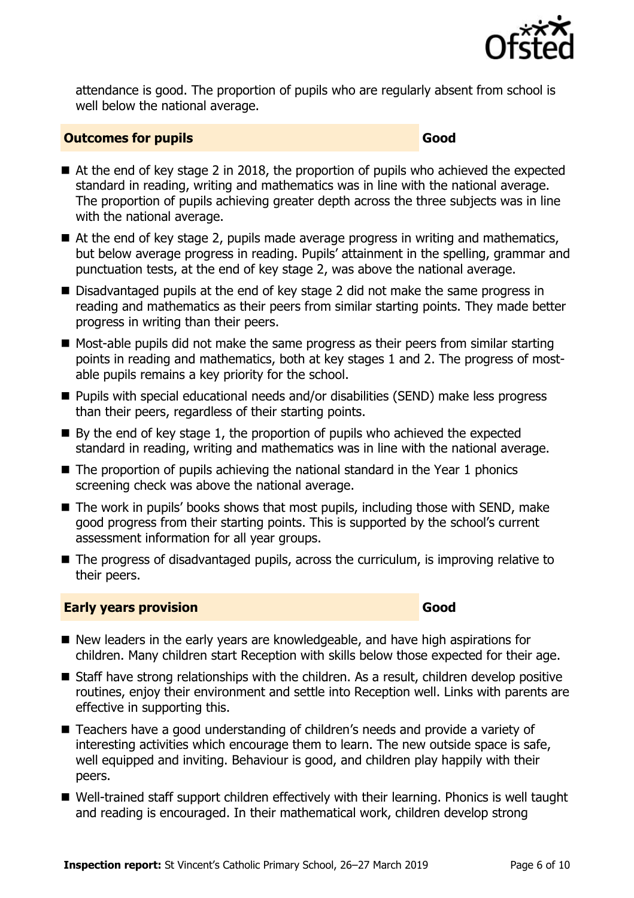attendance is good. The proportion of pupils who are regularly absent from school is well below the national average.

## Outcomes for pupils — Good

- At the end of key stage 2 in 2018, the proportion of pupils who achieved the expected standard in reading, writing and mathematics was in line with the national average. The proportion of pupils achieving greater depth across the three subjects was in line with the national average.
- At the end of key stage 2, pupils made average progress in writing and mathematics, but below average progress in reading. Pupils' attainment in the spelling, grammar and punctuation tests, at the end of key stage 2, was above the national average.
- Disadvantaged pupils at the end of key stage 2 did not make the same progress in reading and mathematics as their peers from similar starting points. They made better progress in writing than their peers.
- Most-able pupils did not make the same progress as their peers from similar starting points in reading and mathematics, both at key stages 1 and 2. The progress of most-able pupils remains a key priority for the school.
- Pupils with special educational needs and/or disabilities (SEND) make less progress than their peers, regardless of their starting points.
- By the end of key stage 1, the proportion of pupils who achieved the expected standard in reading, writing and mathematics was in line with the national average.
- The proportion of pupils achieving the national standard in the Year 1 phonics screening check was above the national average.
- The work in pupils' books shows that most pupils, including those with SEND, make good progress from their starting points. This is supported by the school's current assessment information for all year groups.
- The progress of disadvantaged pupils, across the curriculum, is improving relative to their peers.

## Early years provision — Good

- New leaders in the early years are knowledgeable, and have high aspirations for children. Many children start Reception with skills below those expected for their age.
- Staff have strong relationships with the children. As a result, children develop positive routines, enjoy their environment and settle into Reception well. Links with parents are effective in supporting this.
- Teachers have a good understanding of children's needs and provide a variety of interesting activities which encourage them to learn. The new outside space is safe, well equipped and inviting. Behaviour is good, and children play happily with their peers.
- Well-trained staff support children effectively with their learning. Phonics is well taught and reading is encouraged. In their mathematical work, children develop strong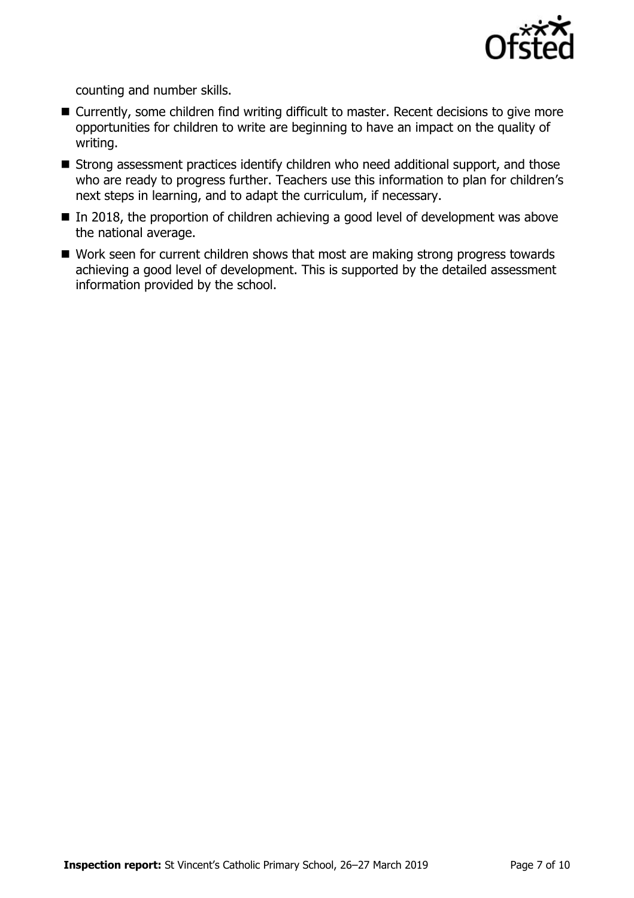counting and number skills.

- Currently, some children find writing difficult to master. Recent decisions to give more opportunities for children to write are beginning to have an impact on the quality of writing.
- Strong assessment practices identify children who need additional support, and those who are ready to progress further. Teachers use this information to plan for children's next steps in learning, and to adapt the curriculum, if necessary.
- In 2018, the proportion of children achieving a good level of development was above the national average.
- Work seen for current children shows that most are making strong progress towards achieving a good level of development. This is supported by the detailed assessment information provided by the school.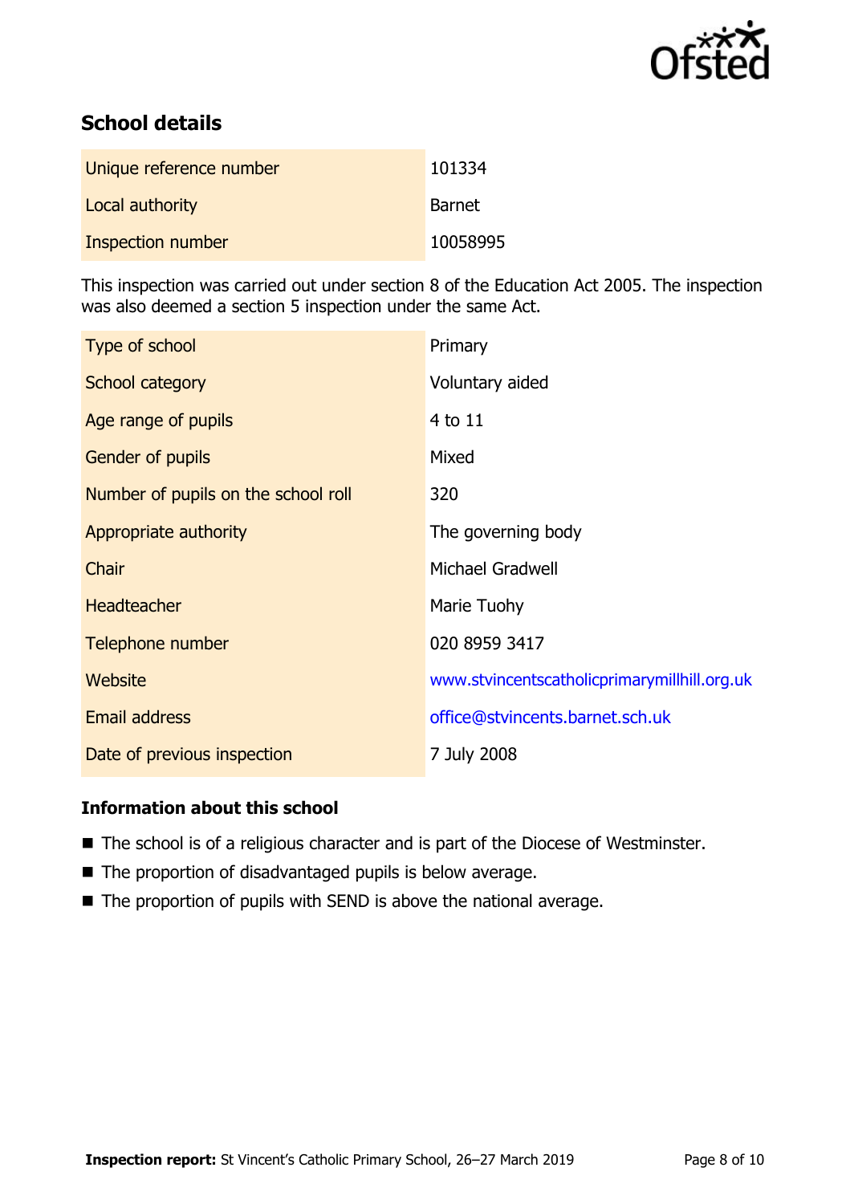## School details

| Unique reference number | 101334 |
| --- | --- |
| Local authority | Barnet |
| Inspection number | 10058995 |

This inspection was carried out under section 8 of the Education Act 2005. The inspection was also deemed a section 5 inspection under the same Act.

| Type of school | Primary |
| --- | --- |
| School category | Voluntary aided |
| Age range of pupils | 4 to 11 |
| Gender of pupils | Mixed |
| Number of pupils on the school roll | 320 |
| Appropriate authority | The governing body |
| Chair | Michael Gradwell |
| Headteacher | Marie Tuohy |
| Telephone number | 020 8959 3417 |
| Website | www.stvincentscatholicprimarymillhill.org.uk |
| Email address | office@stvincents.barnet.sch.uk |
| Date of previous inspection | 7 July 2008 |

### Information about this school

- The school is of a religious character and is part of the Diocese of Westminster.
- The proportion of disadvantaged pupils is below average.
- The proportion of pupils with SEND is above the national average.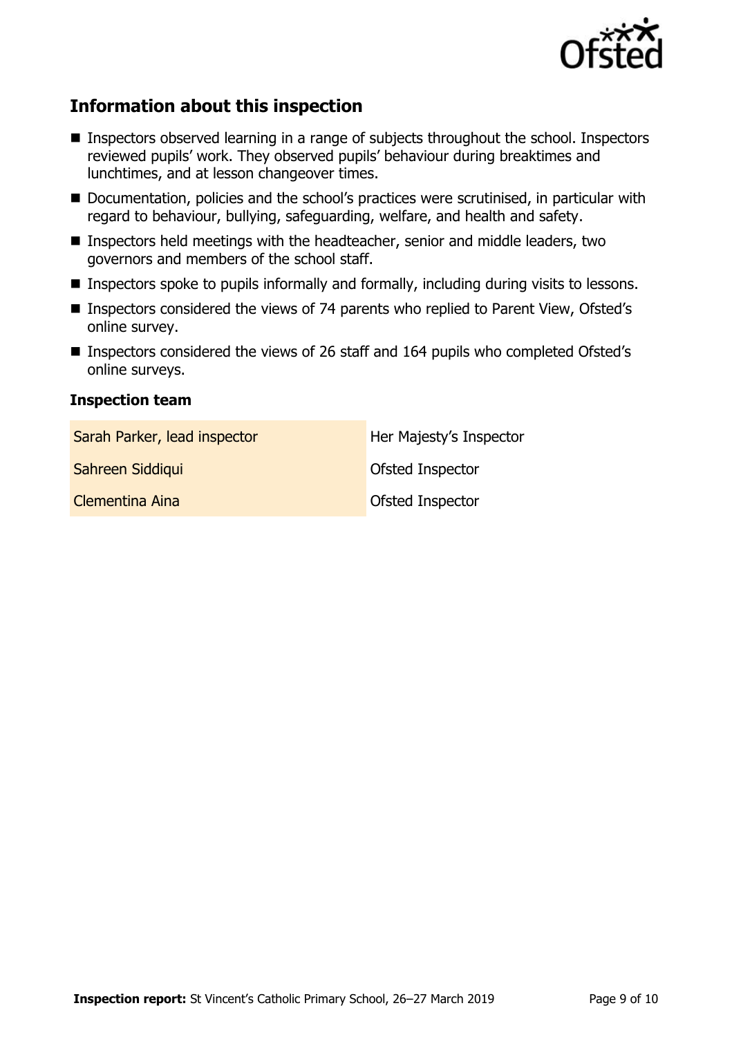## Information about this inspection

- Inspectors observed learning in a range of subjects throughout the school. Inspectors reviewed pupils' work. They observed pupils' behaviour during breaktimes and lunchtimes, and at lesson changeover times.
- Documentation, policies and the school's practices were scrutinised, in particular with regard to behaviour, bullying, safeguarding, welfare, and health and safety.
- Inspectors held meetings with the headteacher, senior and middle leaders, two governors and members of the school staff.
- Inspectors spoke to pupils informally and formally, including during visits to lessons.
- Inspectors considered the views of 74 parents who replied to Parent View, Ofsted's online survey.
- Inspectors considered the views of 26 staff and 164 pupils who completed Ofsted's online surveys.

### Inspection team

| | |
|---|---|
| Sarah Parker, lead inspector | Her Majesty's Inspector |
| Sahreen Siddiqui | Ofsted Inspector |
| Clementina Aina | Ofsted Inspector |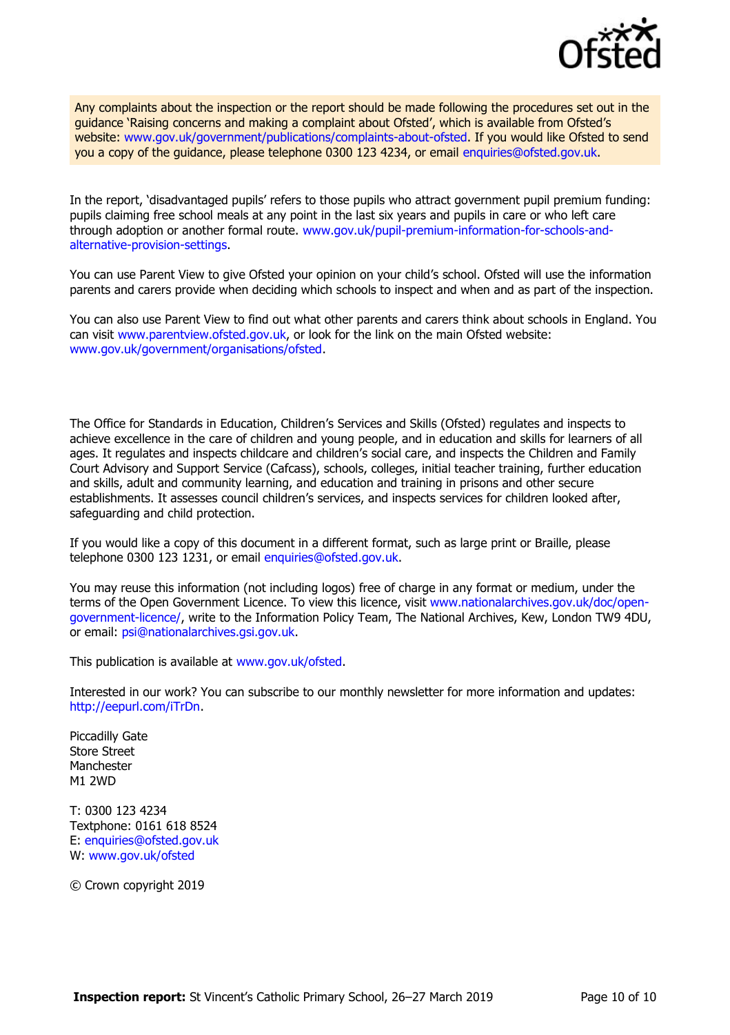Any complaints about the inspection or the report should be made following the procedures set out in the guidance 'Raising concerns and making a complaint about Ofsted', which is available from Ofsted's website: www.gov.uk/government/publications/complaints-about-ofsted. If you would like Ofsted to send you a copy of the guidance, please telephone 0300 123 4234, or email enquiries@ofsted.gov.uk.

In the report, 'disadvantaged pupils' refers to those pupils who attract government pupil premium funding: pupils claiming free school meals at any point in the last six years and pupils in care or who left care through adoption or another formal route. www.gov.uk/pupil-premium-information-for-schools-and-alternative-provision-settings.

You can use Parent View to give Ofsted your opinion on your child's school. Ofsted will use the information parents and carers provide when deciding which schools to inspect and when and as part of the inspection.

You can also use Parent View to find out what other parents and carers think about schools in England. You can visit www.parentview.ofsted.gov.uk, or look for the link on the main Ofsted website: www.gov.uk/government/organisations/ofsted.

The Office for Standards in Education, Children's Services and Skills (Ofsted) regulates and inspects to achieve excellence in the care of children and young people, and in education and skills for learners of all ages. It regulates and inspects childcare and children's social care, and inspects the Children and Family Court Advisory and Support Service (Cafcass), schools, colleges, initial teacher training, further education and skills, adult and community learning, and education and training in prisons and other secure establishments. It assesses council children's services, and inspects services for children looked after, safeguarding and child protection.

If you would like a copy of this document in a different format, such as large print or Braille, please telephone 0300 123 1231, or email enquiries@ofsted.gov.uk.

You may reuse this information (not including logos) free of charge in any format or medium, under the terms of the Open Government Licence. To view this licence, visit www.nationalarchives.gov.uk/doc/open-government-licence/, write to the Information Policy Team, The National Archives, Kew, London TW9 4DU, or email: psi@nationalarchives.gsi.gov.uk.

This publication is available at www.gov.uk/ofsted.

Interested in our work? You can subscribe to our monthly newsletter for more information and updates: http://eepurl.com/iTrDn.

Piccadilly Gate
Store Street
Manchester
M1 2WD

T: 0300 123 4234
Textphone: 0161 618 8524
E: enquiries@ofsted.gov.uk
W: www.gov.uk/ofsted

© Crown copyright 2019